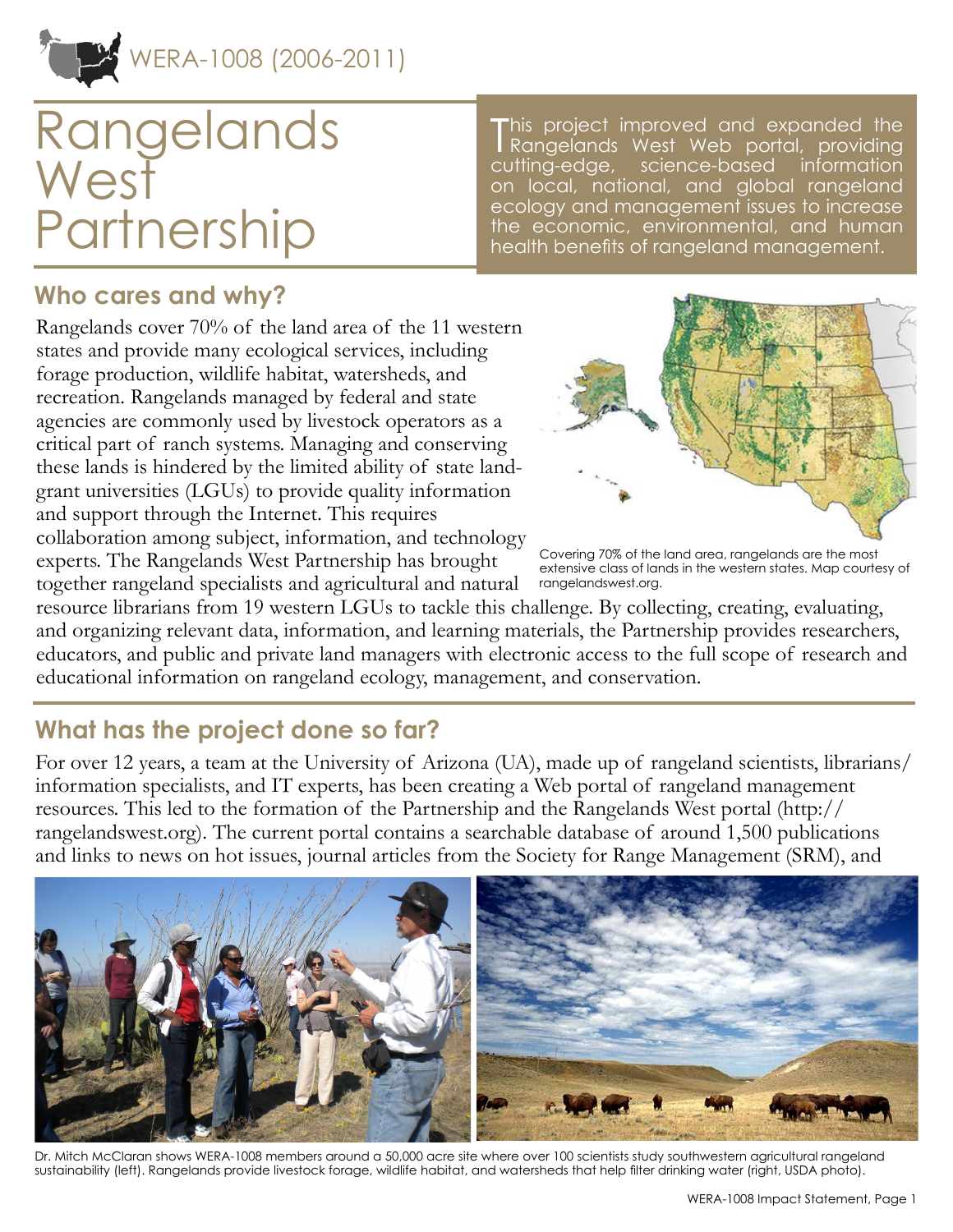WERA-1008 (2006-2011)

# Rangelands West Partnership

This project improved and expanded the Rangelands West Web portal, providing cutting-edge, science-based information on local, national, and global rangeland ecology and management issues to increase the economic, environmental, and human health benefits of rangeland management.

## Who cares and why?

Rangelands cover 70% of the land area of the 11 western states and provide many ecological services, including forage production, wildlife habitat, watersheds, and recreation. Rangelands managed by federal and state agencies are commonly used by livestock operators as a critical part of ranch systems. Managing and conserving these lands is hindered by the limited ability of state land-grant universities (LGUs) to provide quality information and support through the Internet. This requires collaboration among subject, information, and technology experts. The Rangelands West Partnership has brought together rangeland specialists and agricultural and natural resource librarians from 19 western LGUs to tackle this challenge. By collecting, creating, evaluating, and organizing relevant data, information, and learning materials, the Partnership provides researchers, educators, and public and private land managers with electronic access to the full scope of research and educational information on rangeland ecology, management, and conservation.

Covering 70% of the land area, rangelands are the most extensive class of lands in the western states. Map courtesy of rangelandswest.org.

## What has the project done so far?

For over 12 years, a team at the University of Arizona (UA), made up of rangeland scientists, librarians/information specialists, and IT experts, has been creating a Web portal of rangeland management resources. This led to the formation of the Partnership and the Rangelands West portal (http://rangelandswest.org). The current portal contains a searchable database of around 1,500 publications and links to news on hot issues, journal articles from the Society for Range Management (SRM), and

Dr. Mitch McClaran shows WERA-1008 members around a 50,000 acre site where over 100 scientists study southwestern agricultural rangeland sustainability (left). Rangelands provide livestock forage, wildlife habitat, and watersheds that help filter drinking water (right, USDA photo).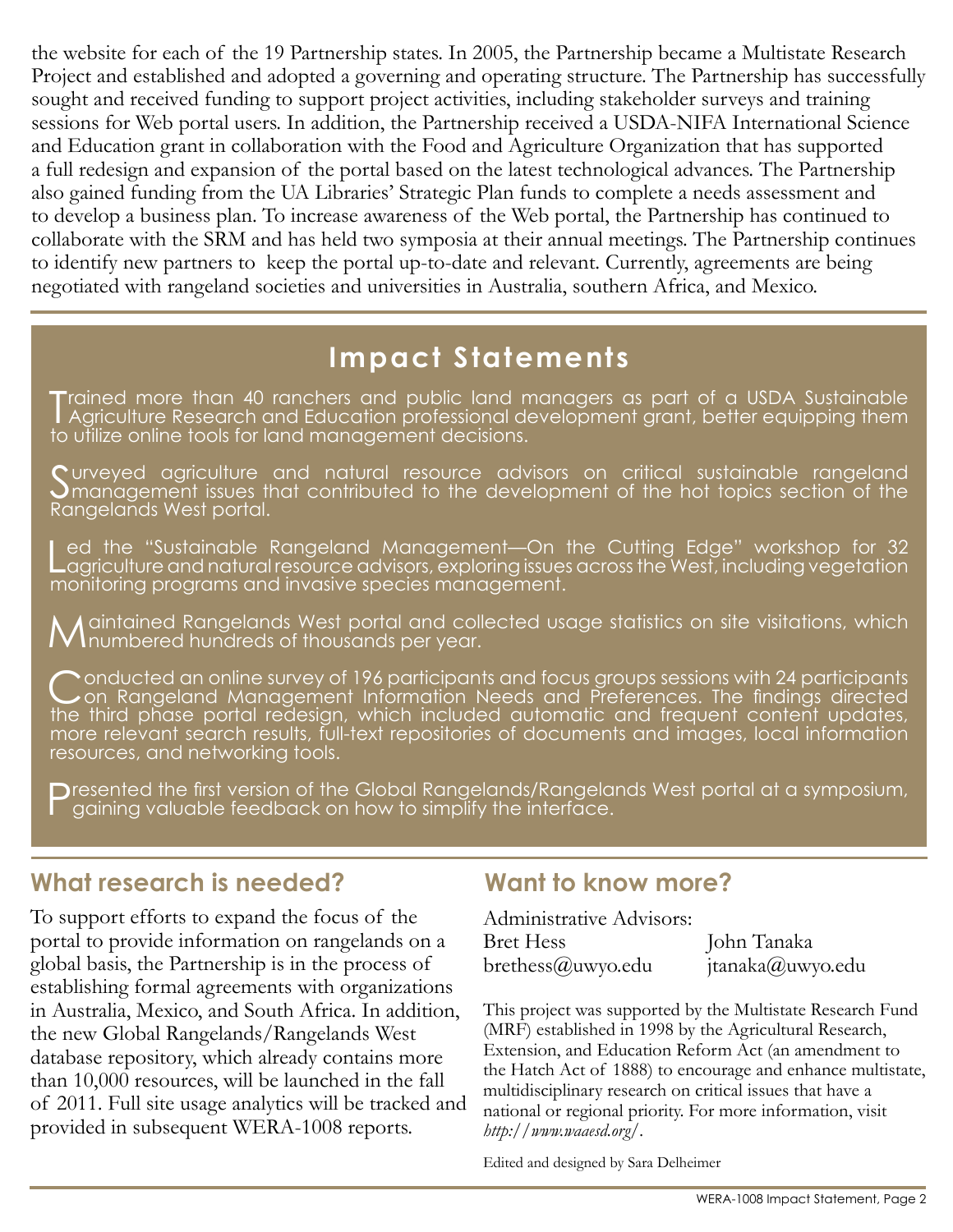the website for each of the 19 Partnership states. In 2005, the Partnership became a Multistate Research Project and established and adopted a governing and operating structure. The Partnership has successfully sought and received funding to support project activities, including stakeholder surveys and training sessions for Web portal users. In addition, the Partnership received a USDA-NIFA International Science and Education grant in collaboration with the Food and Agriculture Organization that has supported a full redesign and expansion of the portal based on the latest technological advances. The Partnership also gained funding from the UA Libraries' Strategic Plan funds to complete a needs assessment and to develop a business plan. To increase awareness of the Web portal, the Partnership has continued to collaborate with the SRM and has held two symposia at their annual meetings. The Partnership continues to identify new partners to keep the portal up-to-date and relevant. Currently, agreements are being negotiated with rangeland societies and universities in Australia, southern Africa, and Mexico.

## Impact Statements

Trained more than 40 ranchers and public land managers as part of a USDA Sustainable Agriculture Research and Education professional development grant, better equipping them to utilize online tools for land management decisions.

Surveyed agriculture and natural resource advisors on critical sustainable rangeland management issues that contributed to the development of the hot topics section of the Rangelands West portal.

Led the "Sustainable Rangeland Management—On the Cutting Edge" workshop for 32 agriculture and natural resource advisors, exploring issues across the West, including vegetation monitoring programs and invasive species management.

Maintained Rangelands West portal and collected usage statistics on site visitations, which numbered hundreds of thousands per year.

Conducted an online survey of 196 participants and focus groups sessions with 24 participants on Rangeland Management Information Needs and Preferences. The findings directed the third phase portal redesign, which included automatic and frequent content updates, more relevant search results, full-text repositories of documents and images, local information resources, and networking tools.

Presented the first version of the Global Rangelands/Rangelands West portal at a symposium, gaining valuable feedback on how to simplify the interface.

## What research is needed?

To support efforts to expand the focus of the portal to provide information on rangelands on a global basis, the Partnership is in the process of establishing formal agreements with organizations in Australia, Mexico, and South Africa. In addition, the new Global Rangelands/Rangelands West database repository, which already contains more than 10,000 resources, will be launched in the fall of 2011. Full site usage analytics will be tracked and provided in subsequent WERA-1008 reports.

## Want to know more?

Administrative Advisors:

Bret Hess
brethess@uwyo.edu

John Tanaka
jtanaka@uwyo.edu

This project was supported by the Multistate Research Fund (MRF) established in 1998 by the Agricultural Research, Extension, and Education Reform Act (an amendment to the Hatch Act of 1888) to encourage and enhance multistate, multidisciplinary research on critical issues that have a national or regional priority. For more information, visit *http://www.waaesd.org/*.

Edited and designed by Sara Delheimer